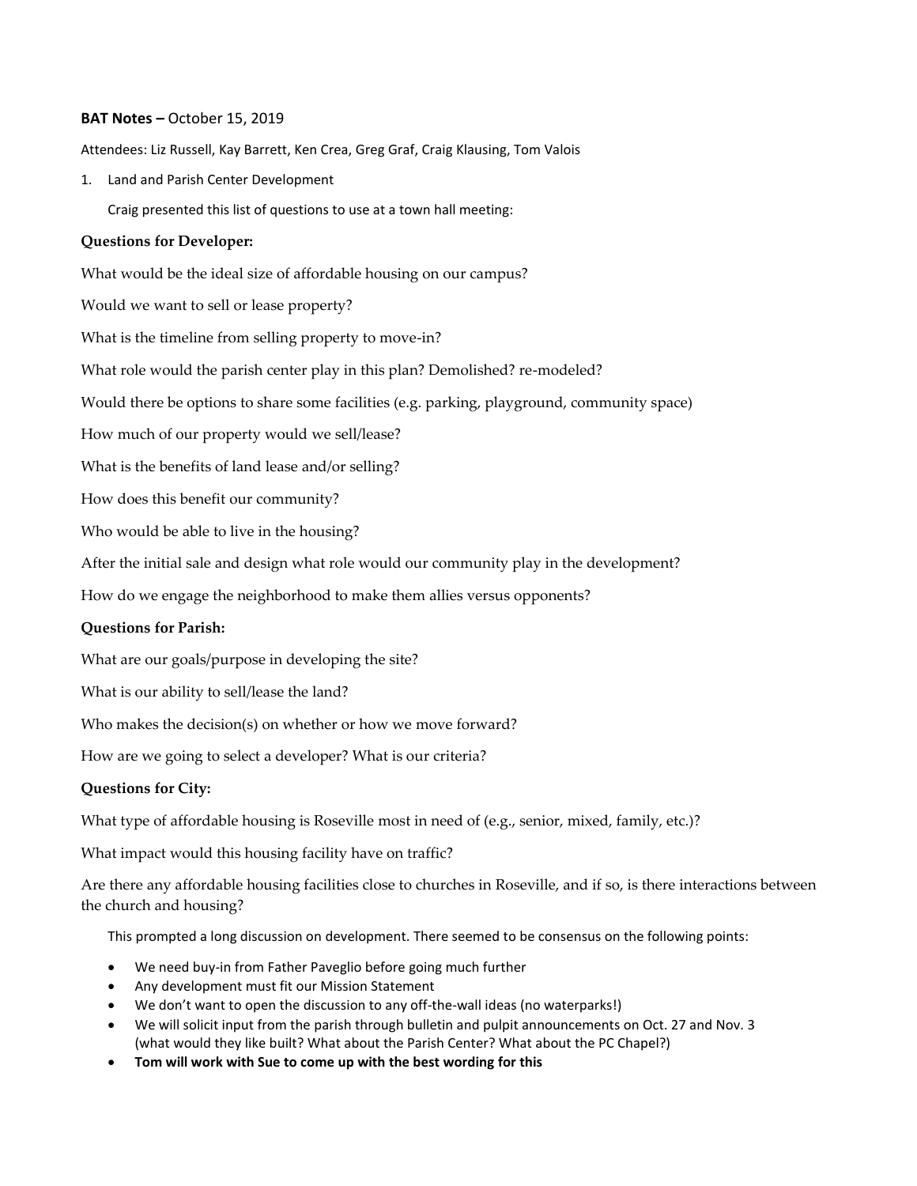**BAT Notes –** October 15, 2019

Attendees: Liz Russell, Kay Barrett, Ken Crea, Greg Graf, Craig Klausing, Tom Valois

1. Land and Parish Center Development

   Craig presented this list of questions to use at a town hall meeting:

**Questions for Developer:**

What would be the ideal size of affordable housing on our campus?

Would we want to sell or lease property?

What is the timeline from selling property to move-in?

What role would the parish center play in this plan? Demolished? re-modeled?

Would there be options to share some facilities (e.g. parking, playground, community space)

How much of our property would we sell/lease?

What is the benefits of land lease and/or selling?

How does this benefit our community?

Who would be able to live in the housing?

After the initial sale and design what role would our community play in the development?

How do we engage the neighborhood to make them allies versus opponents?

**Questions for Parish:**

What are our goals/purpose in developing the site?

What is our ability to sell/lease the land?

Who makes the decision(s) on whether or how we move forward?

How are we going to select a developer? What is our criteria?

**Questions for City:**

What type of affordable housing is Roseville most in need of (e.g., senior, mixed, family, etc.)?

What impact would this housing facility have on traffic?

Are there any affordable housing facilities close to churches in Roseville, and if so, is there interactions between the church and housing?

This prompted a long discussion on development. There seemed to be consensus on the following points:

- We need buy-in from Father Paveglio before going much further
- Any development must fit our Mission Statement
- We don't want to open the discussion to any off-the-wall ideas (no waterparks!)
- We will solicit input from the parish through bulletin and pulpit announcements on Oct. 27 and Nov. 3 (what would they like built? What about the Parish Center? What about the PC Chapel?)
- **Tom will work with Sue to come up with the best wording for this**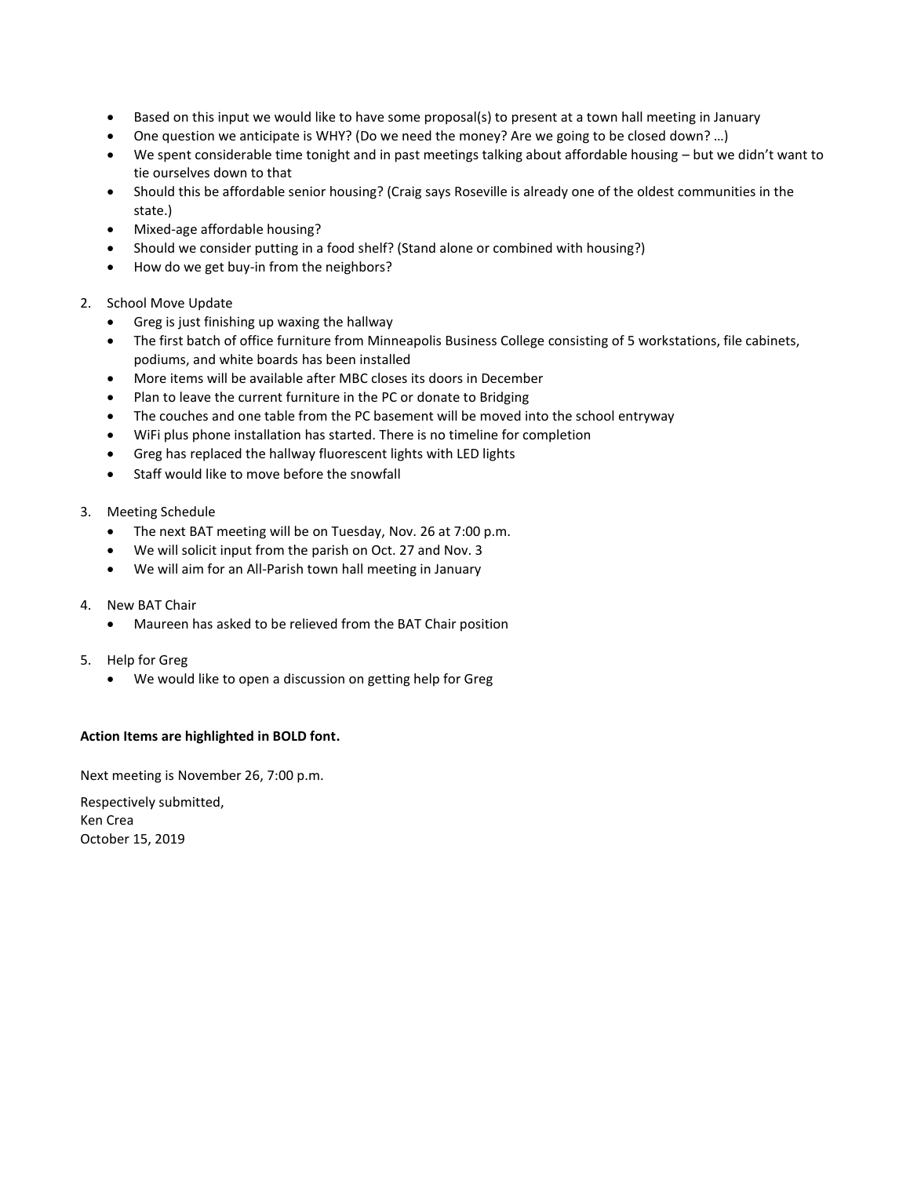- Based on this input we would like to have some proposal(s) to present at a town hall meeting in January
- One question we anticipate is WHY? (Do we need the money? Are we going to be closed down? …)
- We spent considerable time tonight and in past meetings talking about affordable housing – but we didn't want to tie ourselves down to that
- Should this be affordable senior housing? (Craig says Roseville is already one of the oldest communities in the state.)
- Mixed-age affordable housing?
- Should we consider putting in a food shelf? (Stand alone or combined with housing?)
- How do we get buy-in from the neighbors?

2. School Move Update
   - Greg is just finishing up waxing the hallway
   - The first batch of office furniture from Minneapolis Business College consisting of 5 workstations, file cabinets, podiums, and white boards has been installed
   - More items will be available after MBC closes its doors in December
   - Plan to leave the current furniture in the PC or donate to Bridging
   - The couches and one table from the PC basement will be moved into the school entryway
   - WiFi plus phone installation has started. There is no timeline for completion
   - Greg has replaced the hallway fluorescent lights with LED lights
   - Staff would like to move before the snowfall

3. Meeting Schedule
   - The next BAT meeting will be on Tuesday, Nov. 26 at 7:00 p.m.
   - We will solicit input from the parish on Oct. 27 and Nov. 3
   - We will aim for an All-Parish town hall meeting in January

4. New BAT Chair
   - Maureen has asked to be relieved from the BAT Chair position

5. Help for Greg
   - We would like to open a discussion on getting help for Greg

**Action Items are highlighted in BOLD font.**

Next meeting is November 26, 7:00 p.m.

Respectively submitted,
Ken Crea
October 15, 2019